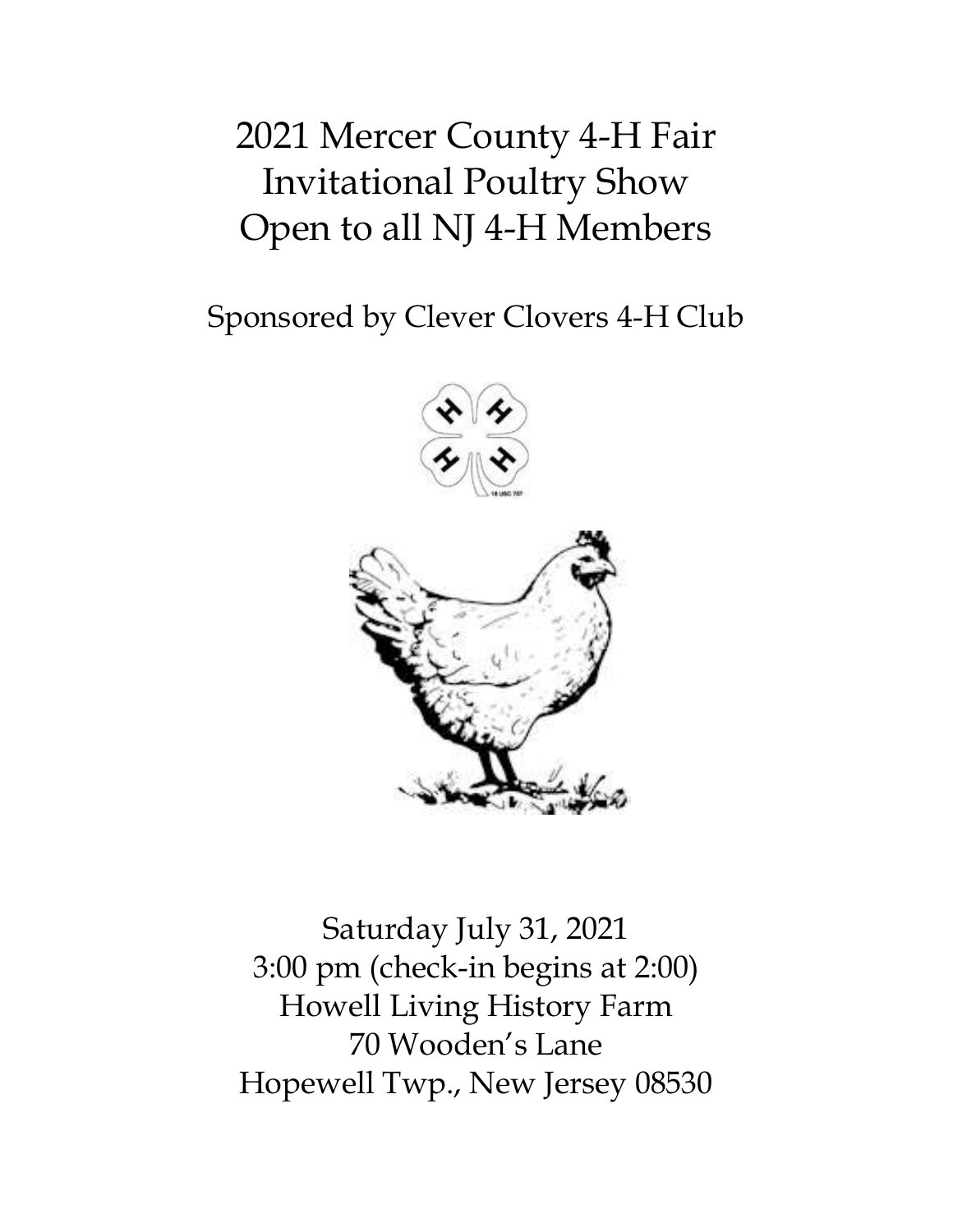# 2021 Mercer County 4-H Fair
# Invitational Poultry Show
# Open to all NJ 4-H Members

## Sponsored by Clever Clovers 4-H Club

Saturday July 31, 2021
3:00 pm (check-in begins at 2:00)
Howell Living History Farm
70 Wooden's Lane
Hopewell Twp., New Jersey 08530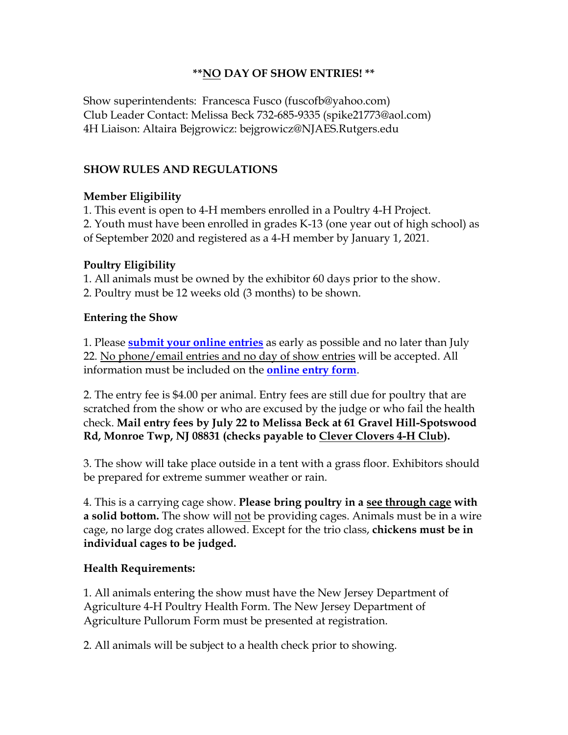**NO DAY OF SHOW ENTRIES! **

Show superintendents: Francesca Fusco (fuscofb@yahoo.com)
Club Leader Contact: Melissa Beck 732-685-9335 (spike21773@aol.com)
4H Liaison: Altaira Bejgrowicz: bejgrowicz@NJAES.Rutgers.edu

## SHOW RULES AND REGULATIONS

### Member Eligibility

1. This event is open to 4-H members enrolled in a Poultry 4-H Project.
2. Youth must have been enrolled in grades K-13 (one year out of high school) as of September 2020 and registered as a 4-H member by January 1, 2021.

### Poultry Eligibility

1. All animals must be owned by the exhibitor 60 days prior to the show.
2. Poultry must be 12 weeks old (3 months) to be shown.

### Entering the Show

1. Please **submit your online entries** as early as possible and no later than July 22. No phone/email entries and no day of show entries will be accepted. All information must be included on the **online entry form**.

2. The entry fee is $4.00 per animal. Entry fees are still due for poultry that are scratched from the show or who are excused by the judge or who fail the health check. **Mail entry fees by July 22 to Melissa Beck at 61 Gravel Hill-Spotswood Rd, Monroe Twp, NJ 08831 (checks payable to Clever Clovers 4-H Club).**

3. The show will take place outside in a tent with a grass floor. Exhibitors should be prepared for extreme summer weather or rain.

4. This is a carrying cage show. **Please bring poultry in a see through cage with a solid bottom.** The show will not be providing cages. Animals must be in a wire cage, no large dog crates allowed. Except for the trio class, **chickens must be in individual cages to be judged.**

### Health Requirements:

1. All animals entering the show must have the New Jersey Department of Agriculture 4-H Poultry Health Form. The New Jersey Department of Agriculture Pullorum Form must be presented at registration.

2. All animals will be subject to a health check prior to showing.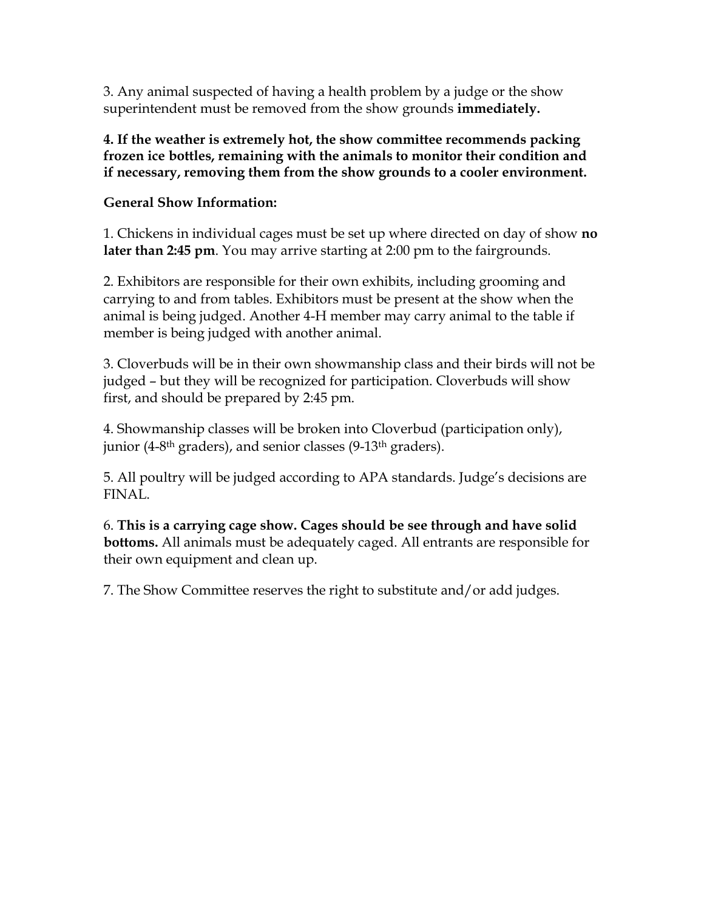3. Any animal suspected of having a health problem by a judge or the show superintendent must be removed from the show grounds **immediately.**

**4. If the weather is extremely hot, the show committee recommends packing frozen ice bottles, remaining with the animals to monitor their condition and if necessary, removing them from the show grounds to a cooler environment.**

**General Show Information:**

1. Chickens in individual cages must be set up where directed on day of show **no later than 2:45 pm**. You may arrive starting at 2:00 pm to the fairgrounds.

2. Exhibitors are responsible for their own exhibits, including grooming and carrying to and from tables. Exhibitors must be present at the show when the animal is being judged. Another 4-H member may carry animal to the table if member is being judged with another animal.

3. Cloverbuds will be in their own showmanship class and their birds will not be judged – but they will be recognized for participation. Cloverbuds will show first, and should be prepared by 2:45 pm.

4. Showmanship classes will be broken into Cloverbud (participation only), junior (4-8th graders), and senior classes (9-13th graders).

5. All poultry will be judged according to APA standards. Judge's decisions are FINAL.

6. **This is a carrying cage show. Cages should be see through and have solid bottoms.** All animals must be adequately caged. All entrants are responsible for their own equipment and clean up.

7. The Show Committee reserves the right to substitute and/or add judges.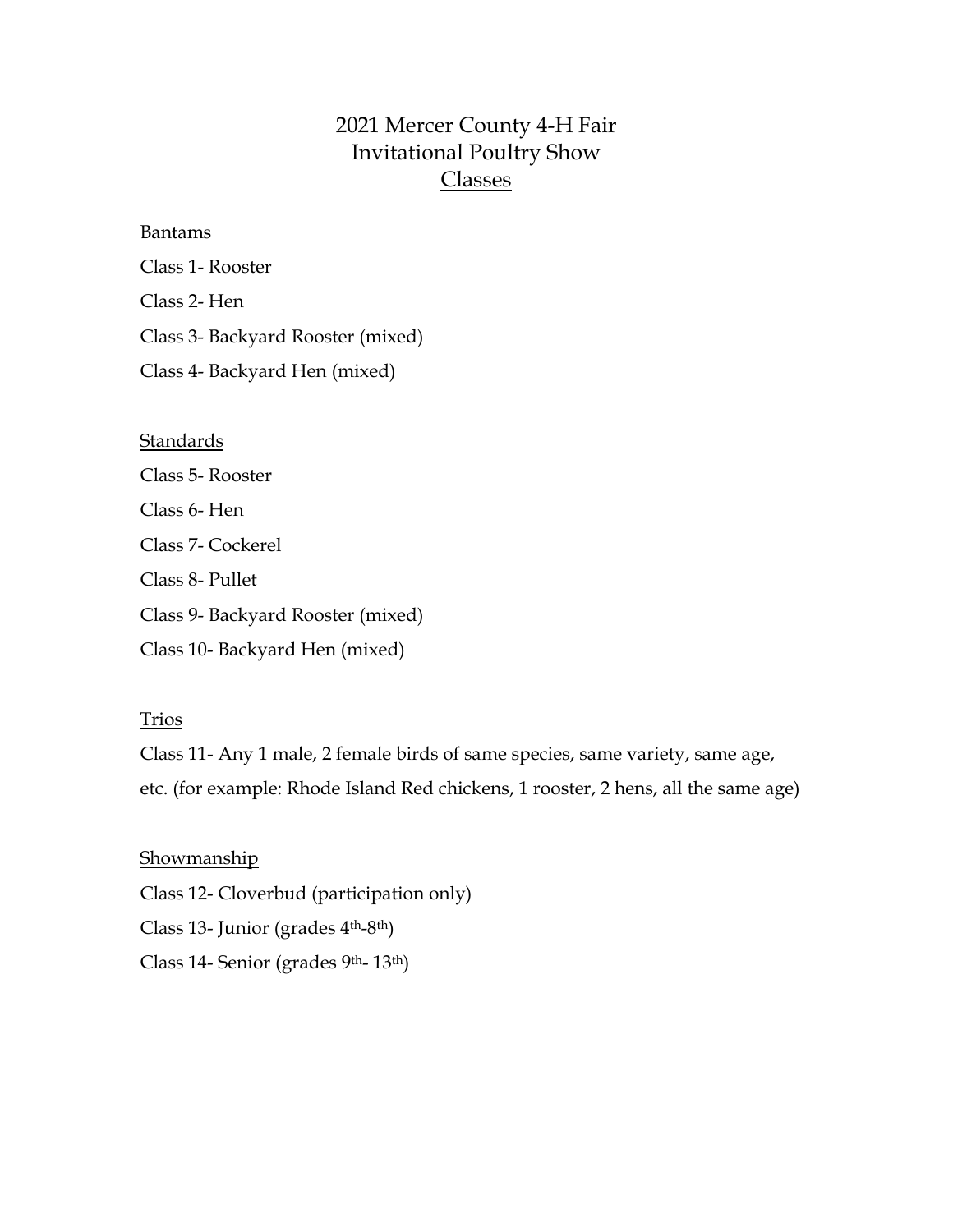# 2021 Mercer County 4-H Fair
# Invitational Poultry Show
# Classes

## Bantams

Class 1- Rooster

Class 2- Hen

Class 3- Backyard Rooster (mixed)

Class 4- Backyard Hen (mixed)

## Standards

Class 5- Rooster

Class 6- Hen

Class 7- Cockerel

Class 8- Pullet

Class 9- Backyard Rooster (mixed)

Class 10- Backyard Hen (mixed)

## Trios

Class 11- Any 1 male, 2 female birds of same species, same variety, same age, etc. (for example: Rhode Island Red chickens, 1 rooster, 2 hens, all the same age)

## Showmanship

Class 12- Cloverbud (participation only)

Class 13- Junior (grades 4th-8th)

Class 14- Senior (grades 9th- 13th)